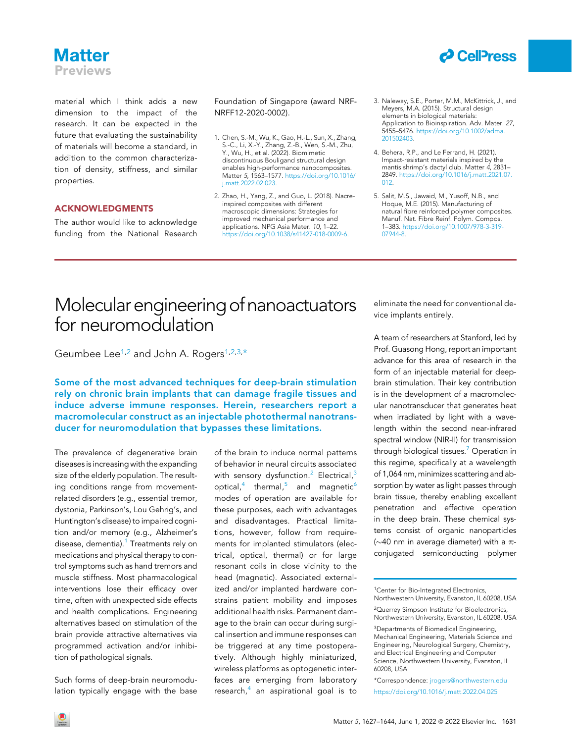material which I think adds a new dimension to the impact of the research. It can be expected in the future that evaluating the sustainability of materials will become a standard, in addition to the common characterization of density, stiffness, and similar properties.

## ACKNOWLEDGMENTS

The author would like to acknowledge funding from the National Research Foundation of Singapore (award NRF-NRFF12-2020-0002).

1. Chen, S.-M., Wu, K., Gao, H.-L., Sun, X., Zhang, S.-C., Li, X.-Y., Zhang, Z.-B., Wen, S.-M., Zhu, Y., Wu, H., et al. (2022). Biomimetic discontinuous Bouligand structural design enables high-performance nanocomposites. Matter *5*, 1563–1577. https://doi.org/10.1016/j.matt.2022.02.023.
2. Zhao, H., Yang, Z., and Guo, L. (2018). Nacre-inspired composites with different macroscopic dimensions: Strategies for improved mechanical performance and applications. NPG Asia Mater. *10*, 1–22. https://doi.org/10.1038/s41427-018-0009-6.
3. Naleway, S.E., Porter, M.M., McKittrick, J., and Meyers, M.A. (2015). Structural design elements in biological materials: Application to Bioinspiration. Adv. Mater. *27*, 5455–5476. https://doi.org/10.1002/adma.201502403.
4. Behera, R.P., and Le Ferrand, H. (2021). Impact-resistant materials inspired by the mantis shrimp's dactyl club. Matter *4*, 2831–2849. https://doi.org/10.1016/j.matt.2021.07.012.
5. Salit, M.S., Jawaid, M., Yusoff, N.B., and Hoque, M.E. (2015). Manufacturing of natural fibre reinforced polymer composites. Manuf. Nat. Fibre Reinf. Polym. Compos. 1–383. https://doi.org/10.1007/978-3-319-07944-8.

# Molecular engineering of nanoactuators for neuromodulation

Geumbee Lee[1,2] and John A. Rogers[1,2,3,*]

**Some of the most advanced techniques for deep-brain stimulation rely on chronic brain implants that can damage fragile tissues and induce adverse immune responses. Herein, researchers report a macromolecular construct as an injectable photothermal nanotransducer for neuromodulation that bypasses these limitations.**

The prevalence of degenerative brain diseases is increasing with the expanding size of the elderly population. The resulting conditions range from movement-related disorders (e.g., essential tremor, dystonia, Parkinson's, Lou Gehrig's, and Huntington's disease) to impaired cognition and/or memory (e.g., Alzheimer's disease, dementia).[1] Treatments rely on medications and physical therapy to control symptoms such as hand tremors and muscle stiffness. Most pharmacological interventions lose their efficacy over time, often with unexpected side effects and health complications. Engineering alternatives based on stimulation of the brain provide attractive alternatives via programmed activation and/or inhibition of pathological signals.

Such forms of deep-brain neuromodulation typically engage with the base of the brain to induce normal patterns of behavior in neural circuits associated with sensory dysfunction.[2] Electrical,[3] optical,[4] thermal,[5] and magnetic[6] modes of operation are available for these purposes, each with advantages and disadvantages. Practical limitations, however, follow from requirements for implanted stimulators (electrical, optical, thermal) or for large resonant coils in close vicinity to the head (magnetic). Associated externalized and/or implanted hardware constrains patient mobility and imposes additional health risks. Permanent damage to the brain can occur during surgical insertion and immune responses can be triggered at any time postoperatively. Although highly miniaturized, wireless platforms as optogenetic interfaces are emerging from laboratory research,[4] an aspirational goal is to eliminate the need for conventional device implants entirely.

A team of researchers at Stanford, led by Prof. Guosong Hong, report an important advance for this area of research in the form of an injectable material for deep-brain stimulation. Their key contribution is in the development of a macromolecular nanotransducer that generates heat when irradiated by light with a wavelength within the second near-infrared spectral window (NIR-II) for transmission through biological tissues.[7] Operation in this regime, specifically at a wavelength of 1,064 nm, minimizes scattering and absorption by water as light passes through brain tissue, thereby enabling excellent penetration and effective operation in the deep brain. These chemical systems consist of organic nanoparticles (~40 nm in average diameter) with a π-conjugated semiconducting polymer

[1]Center for Bio-Integrated Electronics, Northwestern University, Evanston, IL 60208, USA

[2]Querrey Simpson Institute for Bioelectronics, Northwestern University, Evanston, IL 60208, USA

[3]Departments of Biomedical Engineering, Mechanical Engineering, Materials Science and Engineering, Neurological Surgery, Chemistry, and Electrical Engineering and Computer Science, Northwestern University, Evanston, IL 60208, USA

*Correspondence: jrogers@northwestern.edu

https://doi.org/10.1016/j.matt.2022.04.025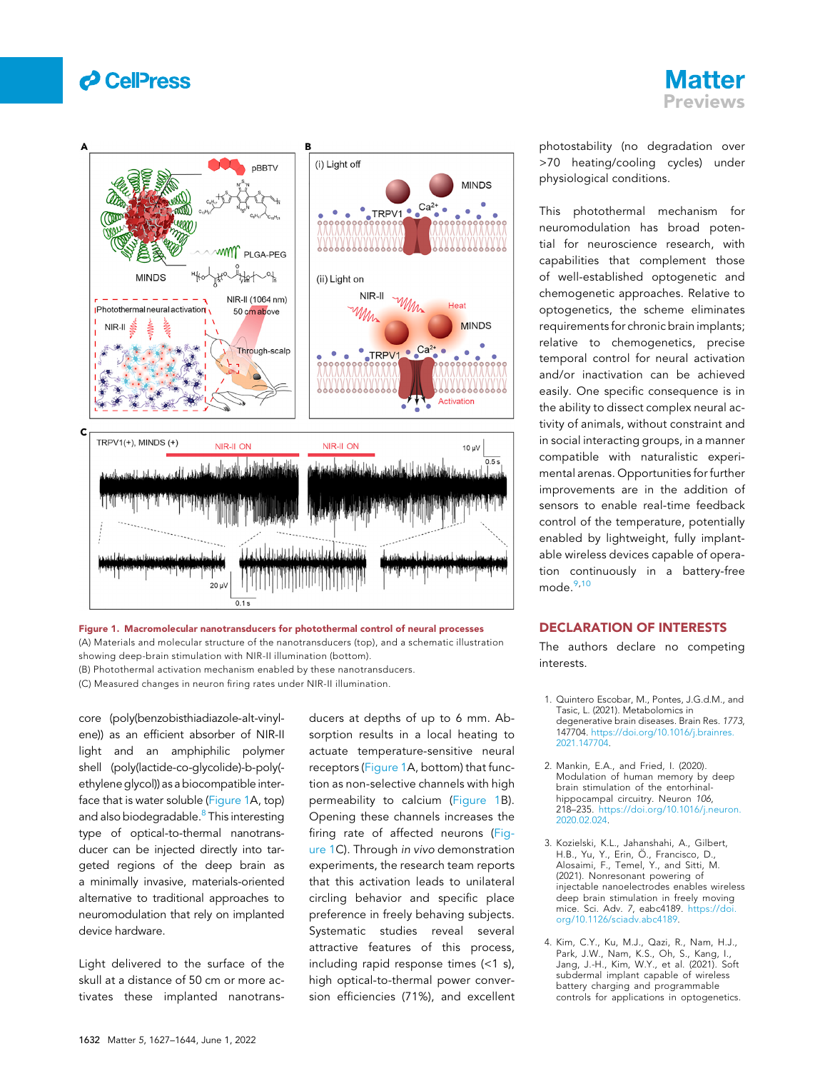Figure 1. Macromolecular nanotransducers for photothermal control of neural processes

(A) Materials and molecular structure of the nanotransducers (top), and a schematic illustration showing deep-brain stimulation with NIR-II illumination (bottom).

(B) Photothermal activation mechanism enabled by these nanotransducers.

(C) Measured changes in neuron firing rates under NIR-II illumination.

core (poly(benzobisthiadiazole-alt-vinylene)) as an efficient absorber of NIR-II light and an amphiphilic polymer shell (poly(lactide-co-glycolide)-b-poly(ethylene glycol)) as a biocompatible interface that is water soluble (Figure 1A, top) and also biodegradable.[8] This interesting type of optical-to-thermal nanotransducer can be injected directly into targeted regions of the deep brain as a minimally invasive, materials-oriented alternative to traditional approaches to neuromodulation that rely on implanted device hardware.

Light delivered to the surface of the skull at a distance of 50 cm or more activates these implanted nanotransducers at depths of up to 6 mm. Absorption results in a local heating to actuate temperature-sensitive neural receptors (Figure 1A, bottom) that function as non-selective channels with high permeability to calcium (Figure 1B). Opening these channels increases the firing rate of affected neurons (Figure 1C). Through *in vivo* demonstration experiments, the research team reports that this activation leads to unilateral circling behavior and specific place preference in freely behaving subjects. Systematic studies reveal several attractive features of this process, including rapid response times (<1 s), high optical-to-thermal power conversion efficiencies (71%), and excellent photostability (no degradation over >70 heating/cooling cycles) under physiological conditions.

This photothermal mechanism for neuromodulation has broad potential for neuroscience research, with capabilities that complement those of well-established optogenetic and chemogenetic approaches. Relative to optogenetics, the scheme eliminates requirements for chronic brain implants; relative to chemogenetics, precise temporal control for neural activation and/or inactivation can be achieved easily. One specific consequence is in the ability to dissect complex neural activity of animals, without constraint and in social interacting groups, in a manner compatible with naturalistic experimental arenas. Opportunities for further improvements are in the addition of sensors to enable real-time feedback control of the temperature, potentially enabled by lightweight, fully implantable wireless devices capable of operation continuously in a battery-free mode.[9,10]

## DECLARATION OF INTERESTS

The authors declare no competing interests.

1. Quintero Escobar, M., Pontes, J.G.d.M., and Tasic, L. (2021). Metabolomics in degenerative brain diseases. Brain Res. *1773*, 147704. https://doi.org/10.1016/j.brainres.2021.147704.

2. Mankin, E.A., and Fried, I. (2020). Modulation of human memory by deep brain stimulation of the entorhinal-hippocampal circuitry. Neuron *106*, 218–235. https://doi.org/10.1016/j.neuron.2020.02.024.

3. Kozielski, K.L., Jahanshahi, A., Gilbert, H.B., Yu, Y., Erin, Ö., Francisco, D., Alosaimi, F., Temel, Y., and Sitti, M. (2021). Nonresonant powering of injectable nanoelectrodes enables wireless deep brain stimulation in freely moving mice. Sci. Adv. *7*, eabc4189. https://doi.org/10.1126/sciadv.abc4189.

4. Kim, C.Y., Ku, M.J., Qazi, R., Nam, H.J., Park, J.W., Nam, K.S., Oh, S., Kang, I., Jang, J.-H., Kim, W.Y., et al. (2021). Soft subdermal implant capable of wireless battery charging and programmable controls for applications in optogenetics.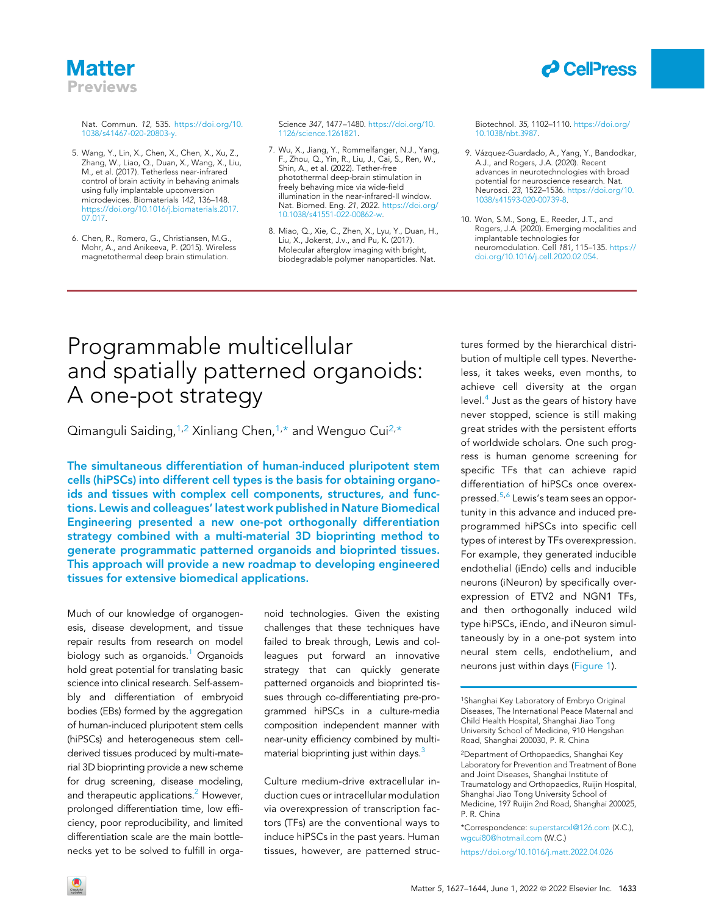Nat. Commun. 12, 535. https://doi.org/10.1038/s41467-020-20803-y.

5. Wang, Y., Lin, X., Chen, X., Chen, X., Xu, Z., Zhang, W., Liao, Q., Duan, X., Wang, X., Liu, M., et al. (2017). Tetherless near-infrared control of brain activity in behaving animals using fully implantable upconversion microdevices. Biomaterials 142, 136–148. https://doi.org/10.1016/j.biomaterials.2017.07.017.

6. Chen, R., Romero, G., Christiansen, M.G., Mohr, A., and Anikeeva, P. (2015). Wireless magnetothermal deep brain stimulation. Science 347, 1477–1480. https://doi.org/10.1126/science.1261821.

7. Wu, X., Jiang, Y., Rommelfanger, N.J., Yang, F., Zhou, Q., Yin, R., Liu, J., Cai, S., Ren, W., Shin, A., et al. (2022). Tether-free photothermal deep-brain stimulation in freely behaving mice via wide-field illumination in the near-infrared-II window. Nat. Biomed. Eng. 21, 2022. https://doi.org/10.1038/s41551-022-00862-w.

8. Miao, Q., Xie, C., Zhen, X., Lyu, Y., Duan, H., Liu, X., Jokerst, J.v., and Pu, K. (2017). Molecular afterglow imaging with bright, biodegradable polymer nanoparticles. Nat. Biotechnol. 35, 1102–1110. https://doi.org/10.1038/nbt.3987.

9. Vázquez-Guardado, A., Yang, Y., Bandodkar, A.J., and Rogers, J.A. (2020). Recent advances in neurotechnologies with broad potential for neuroscience research. Nat. Neurosci. 23, 1522–1536. https://doi.org/10.1038/s41593-020-00739-8.

10. Won, S.M., Song, E., Reeder, J.T., and Rogers, J.A. (2020). Emerging modalities and implantable technologies for neuromodulation. Cell 181, 115–135. https://doi.org/10.1016/j.cell.2020.02.054.

# Programmable multicellular and spatially patterned organoids: A one-pot strategy

Qimanguli Saiding,[1,2] Xinliang Chen,[1,*] and Wenguo Cui[2,*]

**The simultaneous differentiation of human-induced pluripotent stem cells (hiPSCs) into different cell types is the basis for obtaining organoids and tissues with complex cell components, structures, and functions. Lewis and colleagues' latest work published in Nature Biomedical Engineering presented a new one-pot orthogonally differentiation strategy combined with a multi-material 3D bioprinting method to generate programmatic patterned organoids and bioprinted tissues. This approach will provide a new roadmap to developing engineered tissues for extensive biomedical applications.**

Much of our knowledge of organogenesis, disease development, and tissue repair results from research on model biology such as organoids.[1] Organoids hold great potential for translating basic science into clinical research. Self-assembly and differentiation of embryoid bodies (EBs) formed by the aggregation of human-induced pluripotent stem cells (hiPSCs) and heterogeneous stem cell-derived tissues produced by multi-material 3D bioprinting provide a new scheme for drug screening, disease modeling, and therapeutic applications.[2] However, prolonged differentiation time, low efficiency, poor reproducibility, and limited differentiation scale are the main bottlenecks yet to be solved to fulfill in organoid technologies. Given the existing challenges that these techniques have failed to break through, Lewis and colleagues put forward an innovative strategy that can quickly generate patterned organoids and bioprinted tissues through co-differentiating pre-programmed hiPSCs in a culture-media composition independent manner with near-unity efficiency combined by multi-material bioprinting just within days.[3]

Culture medium-drive extracellular induction cues or intracellular modulation via overexpression of transcription factors (TFs) are the conventional ways to induce hiPSCs in the past years. Human tissues, however, are patterned structures formed by the hierarchical distribution of multiple cell types. Nevertheless, it takes weeks, even months, to achieve cell diversity at the organ level.[4] Just as the gears of history have never stopped, science is still making great strides with the persistent efforts of worldwide scholars. One such progress is human genome screening for specific TFs that can achieve rapid differentiation of hiPSCs once overexpressed.[5,6] Lewis's team sees an opportunity in this advance and induced preprogrammed hiPSCs into specific cell types of interest by TFs overexpression. For example, they generated inducible endothelial (iEndo) cells and inducible neurons (iNeuron) by specifically overexpression of ETV2 and NGN1 TFs, and then orthogonally induced wild type hiPSCs, iEndo, and iNeuron simultaneously by in a one-pot system into neural stem cells, endothelium, and neurons just within days (Figure 1).

[1]Shanghai Key Laboratory of Embryo Original Diseases, The International Peace Maternal and Child Health Hospital, Shanghai Jiao Tong University School of Medicine, 910 Hengshan Road, Shanghai 200030, P. R. China

[2]Department of Orthopaedics, Shanghai Key Laboratory for Prevention and Treatment of Bone and Joint Diseases, Shanghai Institute of Traumatology and Orthopaedics, Ruijin Hospital, Shanghai Jiao Tong University School of Medicine, 197 Ruijin 2nd Road, Shanghai 200025, P. R. China

*Correspondence: superstarcxl@126.com (X.C.), wgcui80@hotmail.com (W.C.)

https://doi.org/10.1016/j.matt.2022.04.026